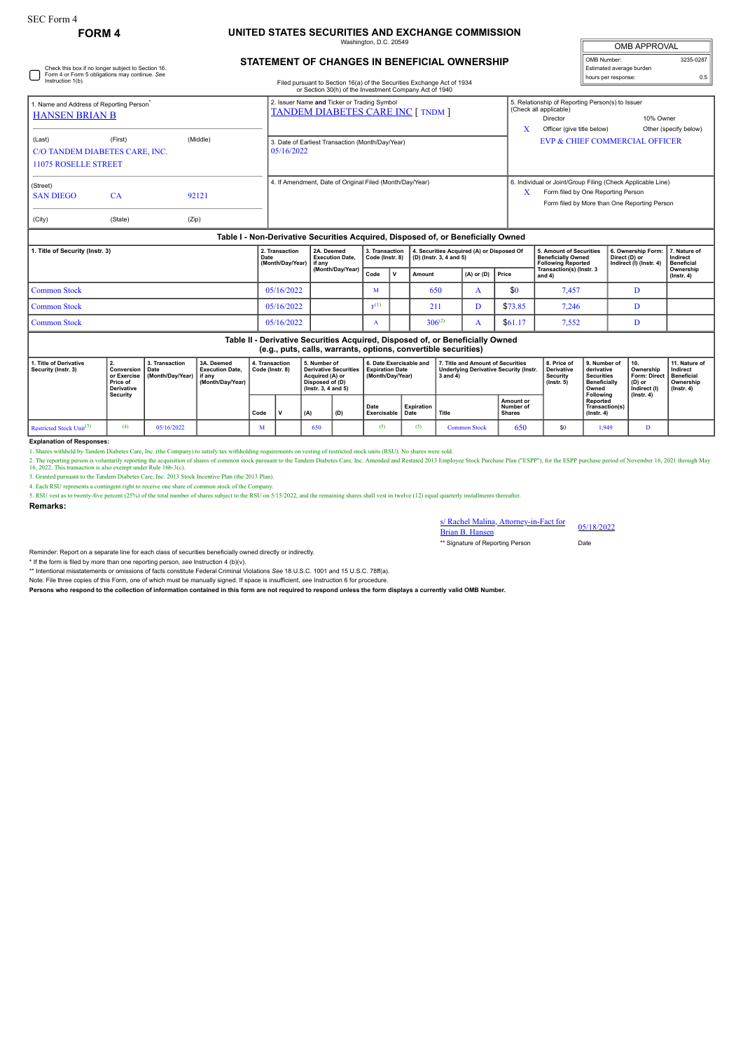SEC Form 4

**FORM 4**

# UNITED STATES SECURITIES AND EXCHANGE COMMISSION

Washington, D.C. 20549

## STATEMENT OF CHANGES IN BENEFICIAL OWNERSHIP

Filed pursuant to Section 16(a) of the Securities Exchange Act of 1934 or Section 30(h) of the Investment Company Act of 1940

| OMB APPROVAL | |
|---|---|
| OMB Number: | 3235-0287 |
| Estimated average burden | |
| hours per response: | 0.5 |

☐ Check this box if no longer subject to Section 16. Form 4 or Form 5 obligations may continue. *See* Instruction 1(b).

1. Name and Address of Reporting Person*
HANSEN BRIAN B

(Last) (First) (Middle)
C/O TANDEM DIABETES CARE, INC.
11075 ROSELLE STREET

(Street)
SAN DIEGO CA 92121

(City) (State) (Zip)

2. Issuer Name **and** Ticker or Trading Symbol
TANDEM DIABETES CARE INC [ TNDM ]

3. Date of Earliest Transaction (Month/Day/Year)
05/16/2022

4. If Amendment, Date of Original Filed (Month/Day/Year)

5. Relationship of Reporting Person(s) to Issuer (Check all applicable)
Director
10% Owner
X Officer (give title below)
Other (specify below)
EVP & CHIEF COMMERCIAL OFFICER

6. Individual or Joint/Group Filing (Check Applicable Line)
X Form filed by One Reporting Person
Form filed by More than One Reporting Person

### Table I - Non-Derivative Securities Acquired, Disposed of, or Beneficially Owned

| 1. Title of Security (Instr. 3) | 2. Transaction Date (Month/Day/Year) | 2A. Deemed Execution Date, if any (Month/Day/Year) | 3. Transaction Code (Instr. 8) | | 4. Securities Acquired (A) or Disposed Of (D) (Instr. 3, 4 and 5) | | | 5. Amount of Securities Beneficially Owned Following Reported Transaction(s) (Instr. 3 and 4) | 6. Ownership Form: Direct (D) or Indirect (I) (Instr. 4) | 7. Nature of Indirect Beneficial Ownership (Instr. 4) |
|---|---|---|---|---|---|---|---|---|---|---|
| | | | Code | V | Amount | (A) or (D) | Price | | | |
| Common Stock | 05/16/2022 | | M | | 650 | A | $0 | 7,457 | D | |
| Common Stock | 05/16/2022 | | F[(1)] | | 211 | D | $73.85 | 7,246 | D | |
| Common Stock | 05/16/2022 | | A | | 306[(2)] | A | $61.17 | 7,552 | D | |

### Table II - Derivative Securities Acquired, Disposed of, or Beneficially Owned (e.g., puts, calls, warrants, options, convertible securities)

| 1. Title of Derivative Security (Instr. 3) | 2. Conversion or Exercise Price of Derivative Security | 3. Transaction Date (Month/Day/Year) | 3A. Deemed Execution Date, if any (Month/Day/Year) | 4. Transaction Code (Instr. 8) | | 5. Number of Derivative Securities Acquired (A) or Disposed of (D) (Instr. 3, 4 and 5) | | 6. Date Exercisable and Expiration Date (Month/Day/Year) | | 7. Title and Amount of Securities Underlying Derivative Security (Instr. 3 and 4) | | 8. Price of Derivative Security (Instr. 5) | 9. Number of derivative Securities Beneficially Owned Following Reported Transaction(s) (Instr. 4) | 10. Ownership Form: Direct (D) or Indirect (I) (Instr. 4) | 11. Nature of Indirect Beneficial Ownership (Instr. 4) |
|---|---|---|---|---|---|---|---|---|---|---|---|---|---|---|---|
| | | | | Code | V | (A) | (D) | Date Exercisable | Expiration Date | Title | Amount or Number of Shares | | | | |
| Restricted Stock Unit[(3)] | (4) | 05/16/2022 | | M | | 650 | | (5) | (5) | Common Stock | 650 | $0 | 1,949 | D | |

**Explanation of Responses:**

1. Shares withheld by Tandem Diabetes Care, Inc. (the Company) to satisfy tax withholding requirements on vesting of restricted stock units (RSU). No shares were sold.
2. The reporting person is voluntarily reporting the acquisition of shares of common stock pursuant to the Tandem Diabetes Care, Inc. Amended and Restated 2013 Employee Stock Purchase Plan ("ESPP"), for the ESPP purchase period of November 16, 2021 through May 16, 2022. This transaction is also exempt under Rule 16b-3(c).
3. Granted pursuant to the Tandem Diabetes Care, Inc. 2013 Stock Incentive Plan (the 2013 Plan).
4. Each RSU represents a contingent right to receive one share of common stock of the Company.
5. RSU vest as to twenty-five percent (25%) of the total number of shares subject to the RSU on 5/15/2022, and the remaining shares shall vest in twelve (12) equal quarterly installments thereafter.

**Remarks:**

s/ Rachel Malina, Attorney-in-Fact for Brian B. Hansen — 05/18/2022

** Signature of Reporting Person — Date

Reminder: Report on a separate line for each class of securities beneficially owned directly or indirectly.

* If the form is filed by more than one reporting person, *see* Instruction 4 (b)(v).

** Intentional misstatements or omissions of facts constitute Federal Criminal Violations *See* 18 U.S.C. 1001 and 15 U.S.C. 78ff(a).

Note: File three copies of this Form, one of which must be manually signed. If space is insufficient, *see* Instruction 6 for procedure.

**Persons who respond to the collection of information contained in this form are not required to respond unless the form displays a currently valid OMB Number.**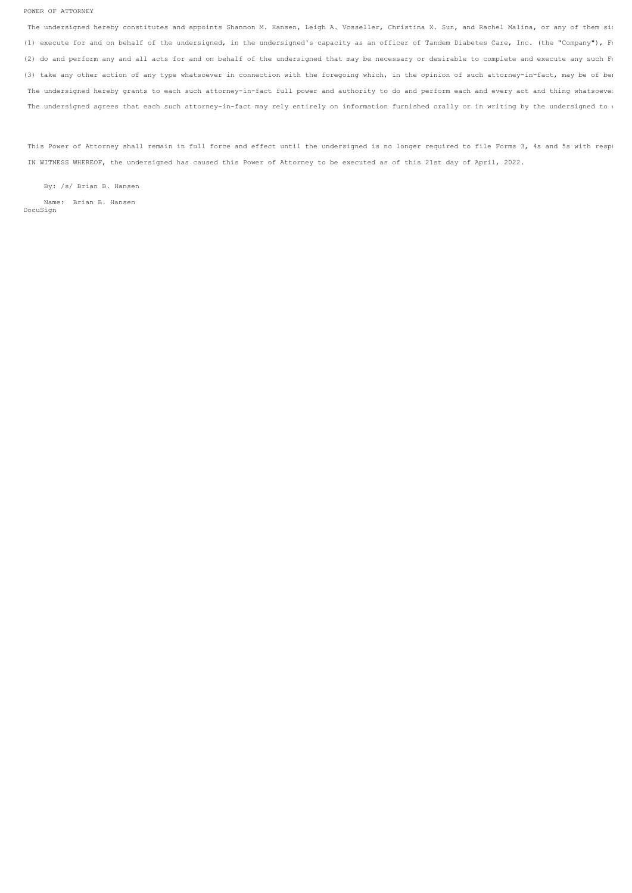POWER OF ATTORNEY

The undersigned hereby constitutes and appoints Shannon M. Hansen, Leigh A. Vosseller, Christina X. Sun, and Rachel Malina, or any of them si

(1) execute for and on behalf of the undersigned, in the undersigned's capacity as an officer of Tandem Diabetes Care, Inc. (the "Company"), Fo

(2) do and perform any and all acts for and on behalf of the undersigned that may be necessary or desirable to complete and execute any such Fo

(3) take any other action of any type whatsoever in connection with the foregoing which, in the opinion of such attorney-in-fact, may be of ber

The undersigned hereby grants to each such attorney-in-fact full power and authority to do and perform each and every act and thing whatsoever

The undersigned agrees that each such attorney-in-fact may rely entirely on information furnished orally or in writing by the undersigned to e

This Power of Attorney shall remain in full force and effect until the undersigned is no longer required to file Forms 3, 4s and 5s with respe

IN WITNESS WHEREOF, the undersigned has caused this Power of Attorney to be executed as of this 21st day of April, 2022.

By: /s/ Brian B. Hansen

Name: Brian B. Hansen

DocuSign